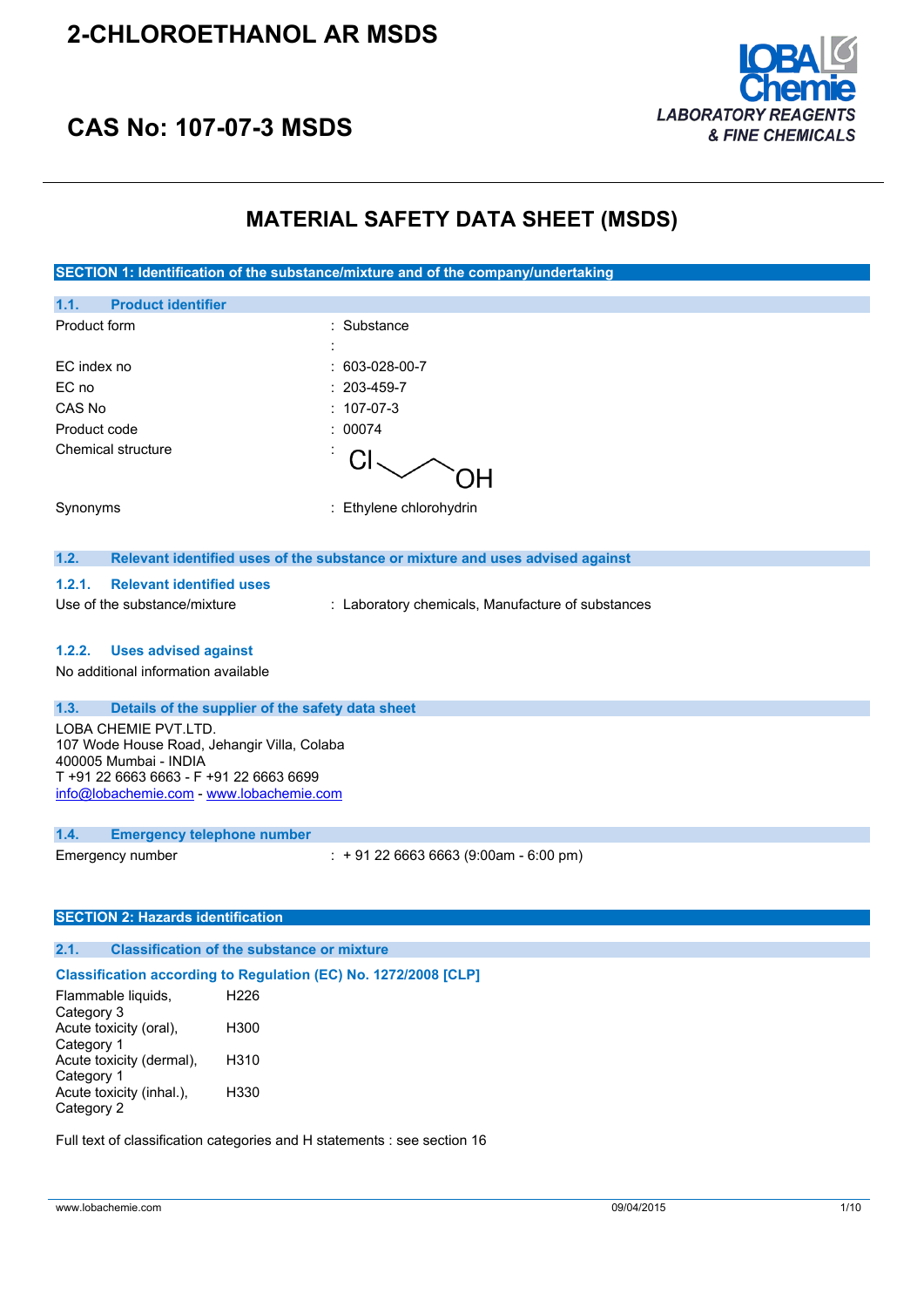# 2-CHLOROETHANOL AR MSDS

## CAS No: 107-07-3 MSDS

LOBA Chemie
*LABORATORY REAGENTS & FINE CHEMICALS*

# MATERIAL SAFETY DATA SHEET (MSDS)

## SECTION 1: Identification of the substance/mixture and of the company/undertaking

### 1.1. Product identifier

| | |
|---|---|
| Product form | : Substance |
| | : |
| EC index no | : 603-028-00-7 |
| EC no | : 203-459-7 |
| CAS No | : 107-07-3 |
| Product code | : 00074 |
| Chemical structure | : Cl–CH₂–CH₂–OH |
| Synonyms | : Ethylene chlorohydrin |

### 1.2. Relevant identified uses of the substance or mixture and uses advised against

#### 1.2.1. Relevant identified uses

Use of the substance/mixture : Laboratory chemicals, Manufacture of substances

#### 1.2.2. Uses advised against

No additional information available

### 1.3. Details of the supplier of the safety data sheet

LOBA CHEMIE PVT.LTD.
107 Wode House Road, Jehangir Villa, Colaba
400005 Mumbai - INDIA
T +91 22 6663 6663 - F +91 22 6663 6699
info@lobachemie.com - www.lobachemie.com

### 1.4. Emergency telephone number

Emergency number : + 91 22 6663 6663 (9:00am - 6:00 pm)

## SECTION 2: Hazards identification

### 2.1. Classification of the substance or mixture

**Classification according to Regulation (EC) No. 1272/2008 [CLP]**

| | |
|---|---|
| Flammable liquids, Category 3 | H226 |
| Acute toxicity (oral), Category 1 | H300 |
| Acute toxicity (dermal), Category 1 | H310 |
| Acute toxicity (inhal.), Category 2 | H330 |

Full text of classification categories and H statements : see section 16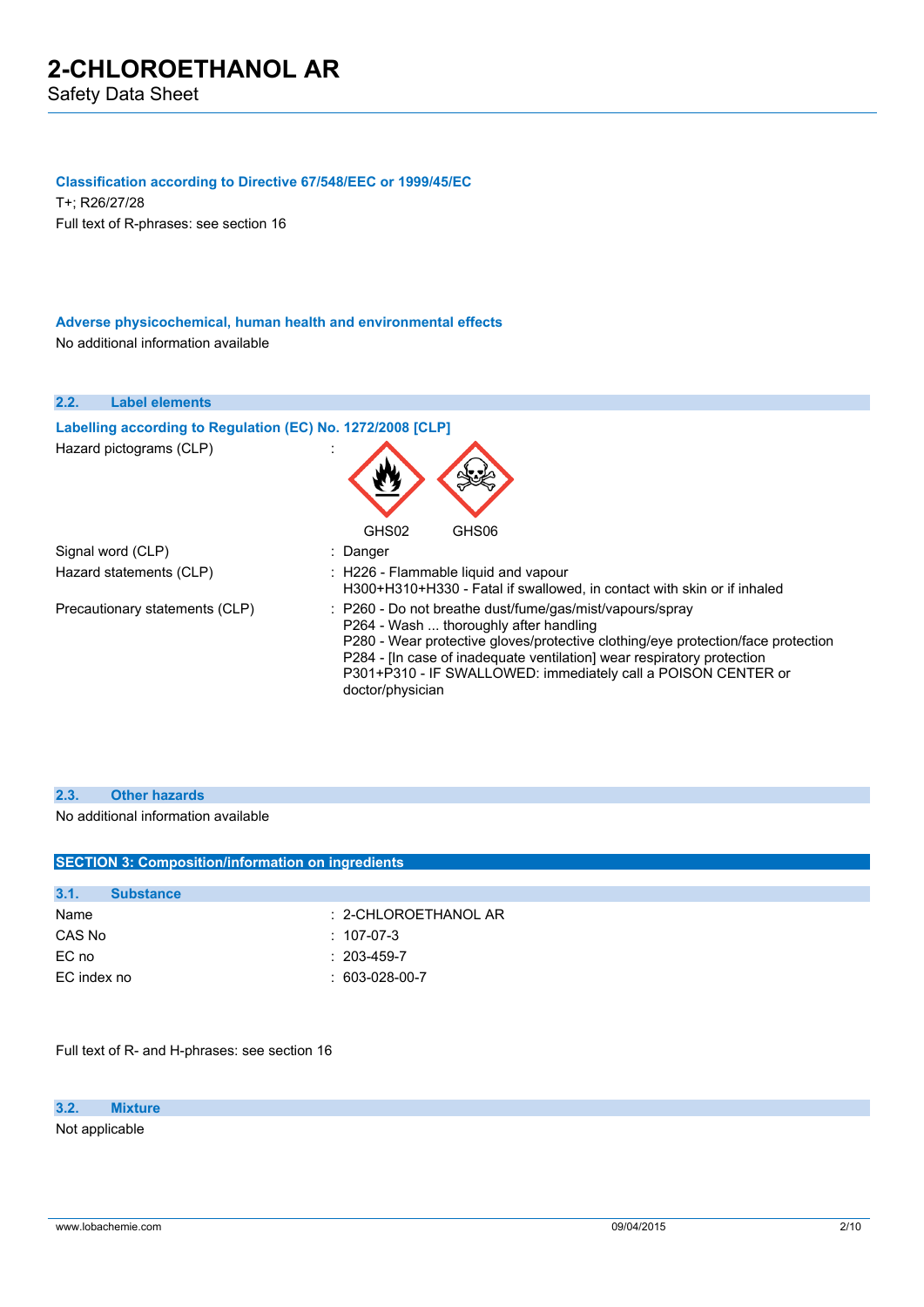### Classification according to Directive 67/548/EEC or 1999/45/EC

T+; R26/27/28

Full text of R-phrases: see section 16

### Adverse physicochemical, human health and environmental effects

No additional information available

## 2.2. Label elements

### Labelling according to Regulation (EC) No. 1272/2008 [CLP]

| | |
|---|---|
| Hazard pictograms (CLP) | : GHS02 GHS06 |
| Signal word (CLP) | : Danger |
| Hazard statements (CLP) | : H226 - Flammable liquid and vapour<br>H300+H310+H330 - Fatal if swallowed, in contact with skin or if inhaled |
| Precautionary statements (CLP) | : P260 - Do not breathe dust/fume/gas/mist/vapours/spray<br>P264 - Wash ... thoroughly after handling<br>P280 - Wear protective gloves/protective clothing/eye protection/face protection<br>P284 - [In case of inadequate ventilation] wear respiratory protection<br>P301+P310 - IF SWALLOWED: immediately call a POISON CENTER or doctor/physician |

## 2.3. Other hazards

No additional information available

# SECTION 3: Composition/information on ingredients

## 3.1. Substance

| | |
|---|---|
| Name | : 2-CHLOROETHANOL AR |
| CAS No | : 107-07-3 |
| EC no | : 203-459-7 |
| EC index no | : 603-028-00-7 |

Full text of R- and H-phrases: see section 16

## 3.2. Mixture

Not applicable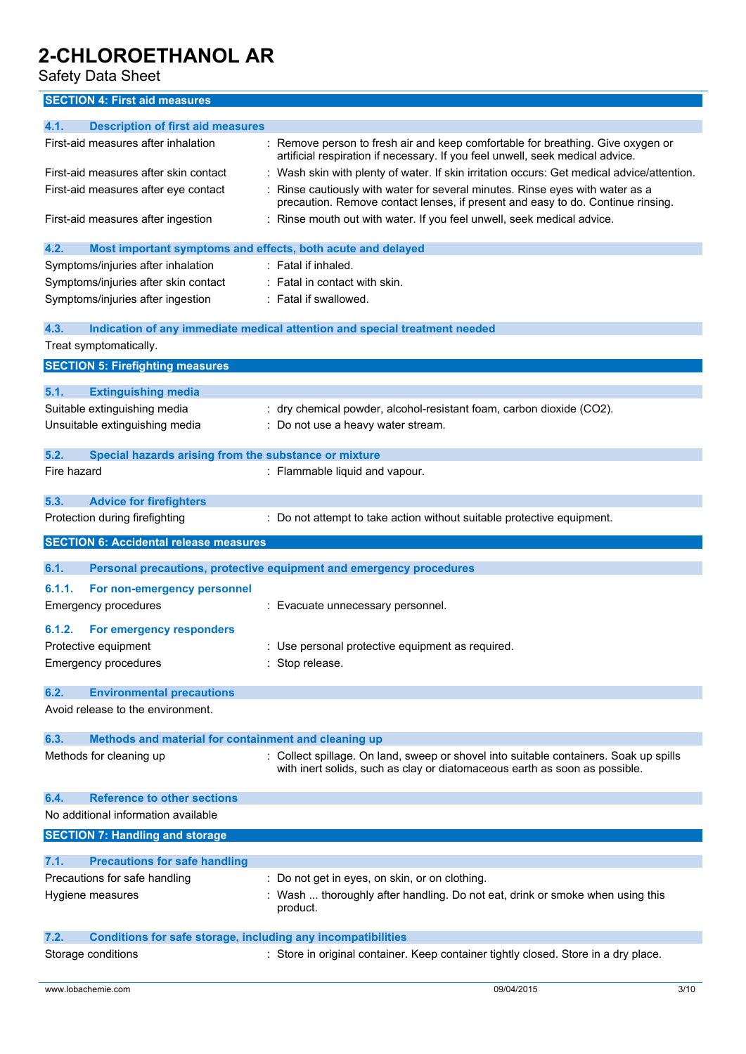# 2-CHLOROETHANOL AR

Safety Data Sheet

## SECTION 4: First aid measures

### 4.1. Description of first aid measures

| | |
|---|---|
| First-aid measures after inhalation | : Remove person to fresh air and keep comfortable for breathing. Give oxygen or artificial respiration if necessary. If you feel unwell, seek medical advice. |
| First-aid measures after skin contact | : Wash skin with plenty of water. If skin irritation occurs: Get medical advice/attention. |
| First-aid measures after eye contact | : Rinse cautiously with water for several minutes. Rinse eyes with water as a precaution. Remove contact lenses, if present and easy to do. Continue rinsing. |
| First-aid measures after ingestion | : Rinse mouth out with water. If you feel unwell, seek medical advice. |

### 4.2. Most important symptoms and effects, both acute and delayed

| | |
|---|---|
| Symptoms/injuries after inhalation | : Fatal if inhaled. |
| Symptoms/injuries after skin contact | : Fatal in contact with skin. |
| Symptoms/injuries after ingestion | : Fatal if swallowed. |

### 4.3. Indication of any immediate medical attention and special treatment needed

Treat symptomatically.

## SECTION 5: Firefighting measures

### 5.1. Extinguishing media

| | |
|---|---|
| Suitable extinguishing media | : dry chemical powder, alcohol-resistant foam, carbon dioxide ($CO_2$). |
| Unsuitable extinguishing media | : Do not use a heavy water stream. |

### 5.2. Special hazards arising from the substance or mixture

| | |
|---|---|
| Fire hazard | : Flammable liquid and vapour. |

### 5.3. Advice for firefighters

| | |
|---|---|
| Protection during firefighting | : Do not attempt to take action without suitable protective equipment. |

## SECTION 6: Accidental release measures

### 6.1. Personal precautions, protective equipment and emergency procedures

#### 6.1.1. For non-emergency personnel

| | |
|---|---|
| Emergency procedures | : Evacuate unnecessary personnel. |

#### 6.1.2. For emergency responders

| | |
|---|---|
| Protective equipment | : Use personal protective equipment as required. |
| Emergency procedures | : Stop release. |

### 6.2. Environmental precautions

Avoid release to the environment.

### 6.3. Methods and material for containment and cleaning up

| | |
|---|---|
| Methods for cleaning up | : Collect spillage. On land, sweep or shovel into suitable containers. Soak up spills with inert solids, such as clay or diatomaceous earth as soon as possible. |

### 6.4. Reference to other sections

No additional information available

## SECTION 7: Handling and storage

### 7.1. Precautions for safe handling

| | |
|---|---|
| Precautions for safe handling | : Do not get in eyes, on skin, or on clothing. |
| Hygiene measures | : Wash ... thoroughly after handling. Do not eat, drink or smoke when using this product. |

### 7.2. Conditions for safe storage, including any incompatibilities

| | |
|---|---|
| Storage conditions | : Store in original container. Keep container tightly closed. Store in a dry place. |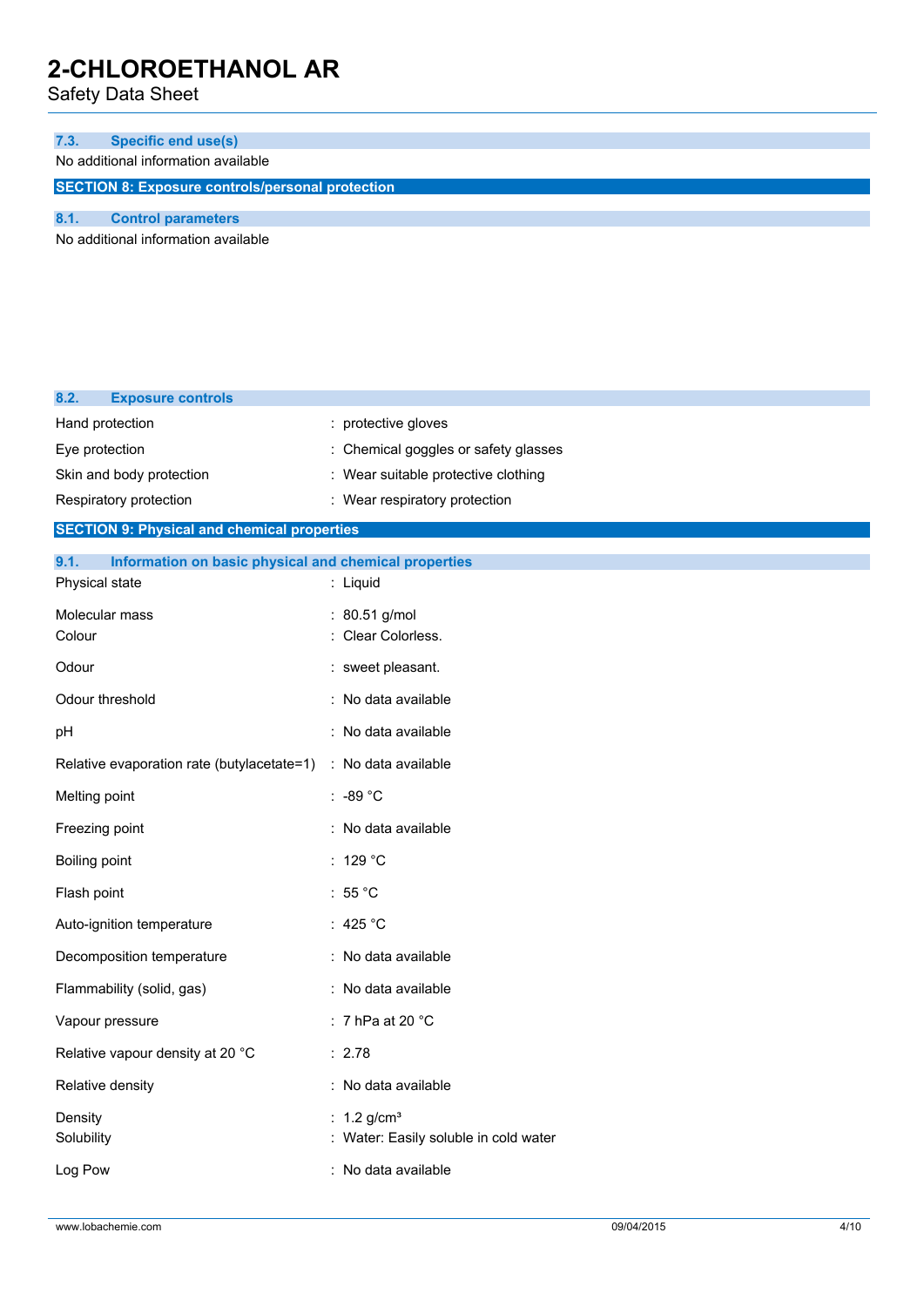### 7.3. Specific end use(s)

No additional information available

## SECTION 8: Exposure controls/personal protection

### 8.1. Control parameters

No additional information available

### 8.2. Exposure controls

| | |
|---|---|
| Hand protection | : protective gloves |
| Eye protection | : Chemical goggles or safety glasses |
| Skin and body protection | : Wear suitable protective clothing |
| Respiratory protection | : Wear respiratory protection |

## SECTION 9: Physical and chemical properties

### 9.1. Information on basic physical and chemical properties

| | |
|---|---|
| Physical state | : Liquid |
| Molecular mass | : 80.51 g/mol |
| Colour | : Clear Colorless. |
| Odour | : sweet pleasant. |
| Odour threshold | : No data available |
| pH | : No data available |
| Relative evaporation rate (butylacetate=1) | : No data available |
| Melting point | : -89 °C |
| Freezing point | : No data available |
| Boiling point | : 129 °C |
| Flash point | : 55 °C |
| Auto-ignition temperature | : 425 °C |
| Decomposition temperature | : No data available |
| Flammability (solid, gas) | : No data available |
| Vapour pressure | : 7 hPa at 20 °C |
| Relative vapour density at 20 °C | : 2.78 |
| Relative density | : No data available |
| Density | : 1.2 g/cm³ |
| Solubility | : Water: Easily soluble in cold water |
| Log Pow | : No data available |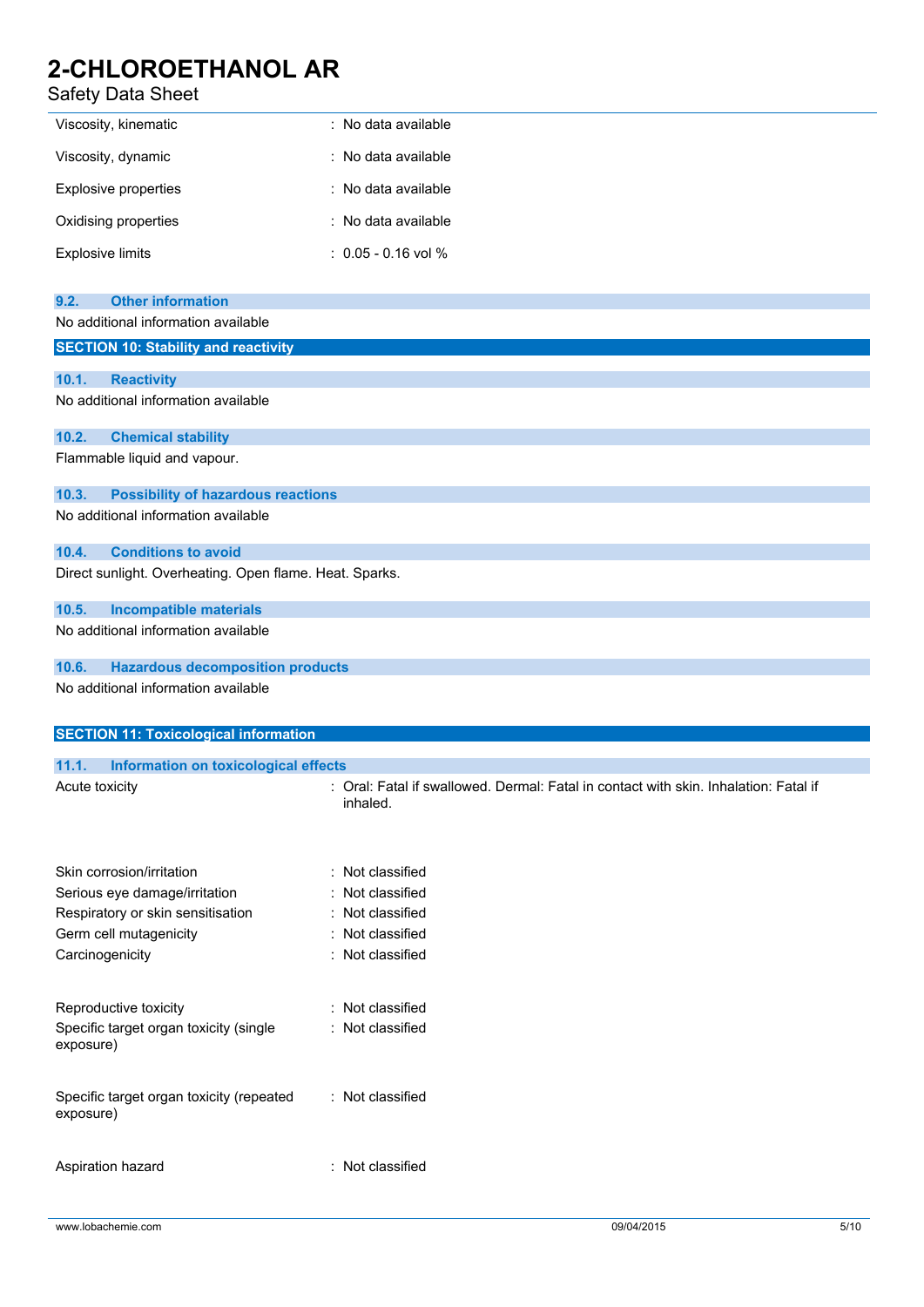| | |
|---|---|
| Viscosity, kinematic | : No data available |
| Viscosity, dynamic | : No data available |
| Explosive properties | : No data available |
| Oxidising properties | : No data available |
| Explosive limits | : 0.05 - 0.16 vol % |

### 9.2. Other information

No additional information available

## SECTION 10: Stability and reactivity

### 10.1. Reactivity

No additional information available

### 10.2. Chemical stability

Flammable liquid and vapour.

### 10.3. Possibility of hazardous reactions

No additional information available

### 10.4. Conditions to avoid

Direct sunlight. Overheating. Open flame. Heat. Sparks.

### 10.5. Incompatible materials

No additional information available

### 10.6. Hazardous decomposition products

No additional information available

## SECTION 11: Toxicological information

### 11.1. Information on toxicological effects

| | |
|---|---|
| Acute toxicity | : Oral: Fatal if swallowed. Dermal: Fatal in contact with skin. Inhalation: Fatal if inhaled. |
| Skin corrosion/irritation | : Not classified |
| Serious eye damage/irritation | : Not classified |
| Respiratory or skin sensitisation | : Not classified |
| Germ cell mutagenicity | : Not classified |
| Carcinogenicity | : Not classified |
| Reproductive toxicity | : Not classified |
| Specific target organ toxicity (single exposure) | : Not classified |
| Specific target organ toxicity (repeated exposure) | : Not classified |
| Aspiration hazard | : Not classified |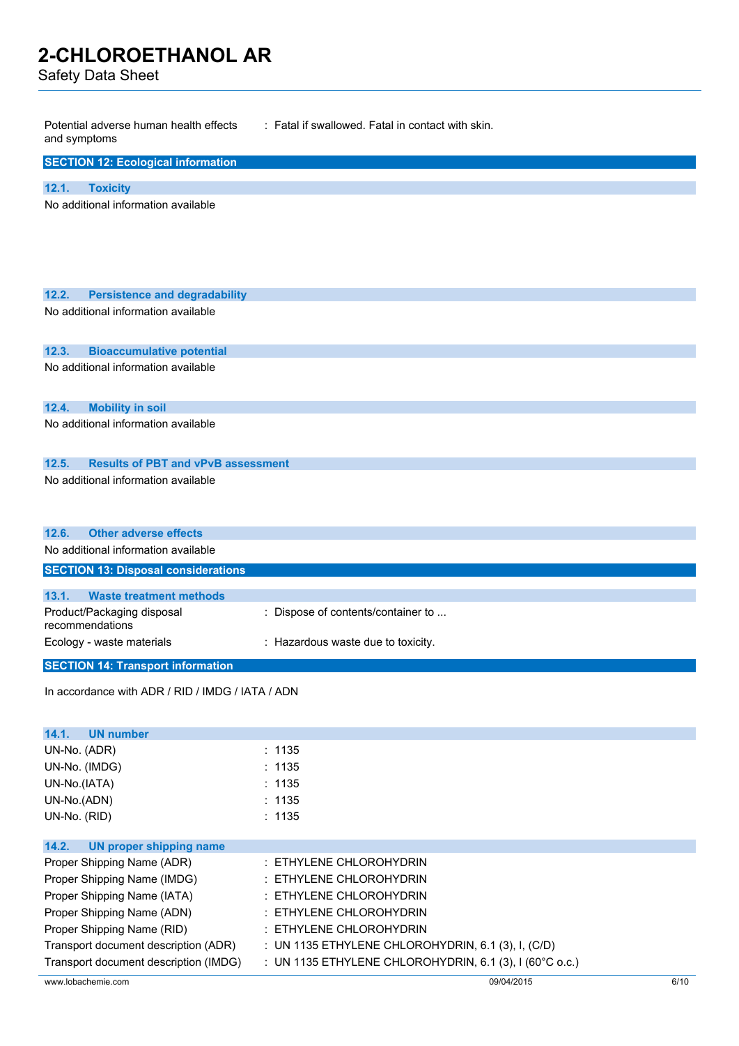| | |
|---|---|
| Potential adverse human health effects and symptoms | : Fatal if swallowed. Fatal in contact with skin. |

## SECTION 12: Ecological information

### 12.1. Toxicity

No additional information available

### 12.2. Persistence and degradability

No additional information available

### 12.3. Bioaccumulative potential

No additional information available

### 12.4. Mobility in soil

No additional information available

### 12.5. Results of PBT and vPvB assessment

No additional information available

### 12.6. Other adverse effects

No additional information available

## SECTION 13: Disposal considerations

### 13.1. Waste treatment methods

| | |
|---|---|
| Product/Packaging disposal recommendations | : Dispose of contents/container to ... |
| Ecology - waste materials | : Hazardous waste due to toxicity. |

## SECTION 14: Transport information

In accordance with ADR / RID / IMDG / IATA / ADN

### 14.1. UN number

| | |
|---|---|
| UN-No. (ADR) | : 1135 |
| UN-No. (IMDG) | : 1135 |
| UN-No.(IATA) | : 1135 |
| UN-No.(ADN) | : 1135 |
| UN-No. (RID) | : 1135 |

### 14.2. UN proper shipping name

| | |
|---|---|
| Proper Shipping Name (ADR) | : ETHYLENE CHLOROHYDRIN |
| Proper Shipping Name (IMDG) | : ETHYLENE CHLOROHYDRIN |
| Proper Shipping Name (IATA) | : ETHYLENE CHLOROHYDRIN |
| Proper Shipping Name (ADN) | : ETHYLENE CHLOROHYDRIN |
| Proper Shipping Name (RID) | : ETHYLENE CHLOROHYDRIN |
| Transport document description (ADR) | : UN 1135 ETHYLENE CHLOROHYDRIN, 6.1 (3), I, (C/D) |
| Transport document description (IMDG) | : UN 1135 ETHYLENE CHLOROHYDRIN, 6.1 (3), I (60°C o.c.) |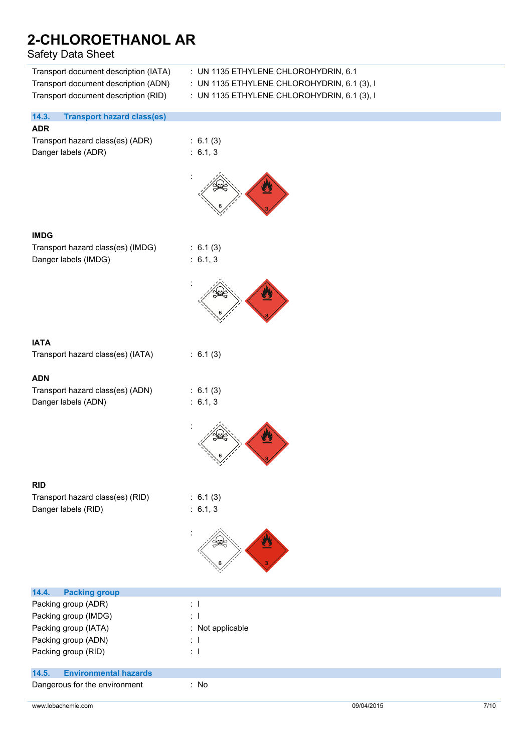Transport document description (IATA) : UN 1135 ETHYLENE CHLOROHYDRIN, 6.1

Transport document description (ADN) : UN 1135 ETHYLENE CHLOROHYDRIN, 6.1 (3), I

Transport document description (RID) : UN 1135 ETHYLENE CHLOROHYDRIN, 6.1 (3), I

## 14.3. Transport hazard class(es)

**ADR**

Transport hazard class(es) (ADR) : 6.1 (3)

Danger labels (ADR) : 6.1, 3

**IMDG**

Transport hazard class(es) (IMDG) : 6.1 (3)

Danger labels (IMDG) : 6.1, 3

**IATA**

Transport hazard class(es) (IATA) : 6.1 (3)

**ADN**

Transport hazard class(es) (ADN) : 6.1 (3)

Danger labels (ADN) : 6.1, 3

**RID**

Transport hazard class(es) (RID) : 6.1 (3)

Danger labels (RID) : 6.1, 3

## 14.4. Packing group

Packing group (ADR) : I

Packing group (IMDG) : I

Packing group (IATA) : Not applicable

Packing group (ADN) : I

Packing group (RID) : I

## 14.5. Environmental hazards

Dangerous for the environment : No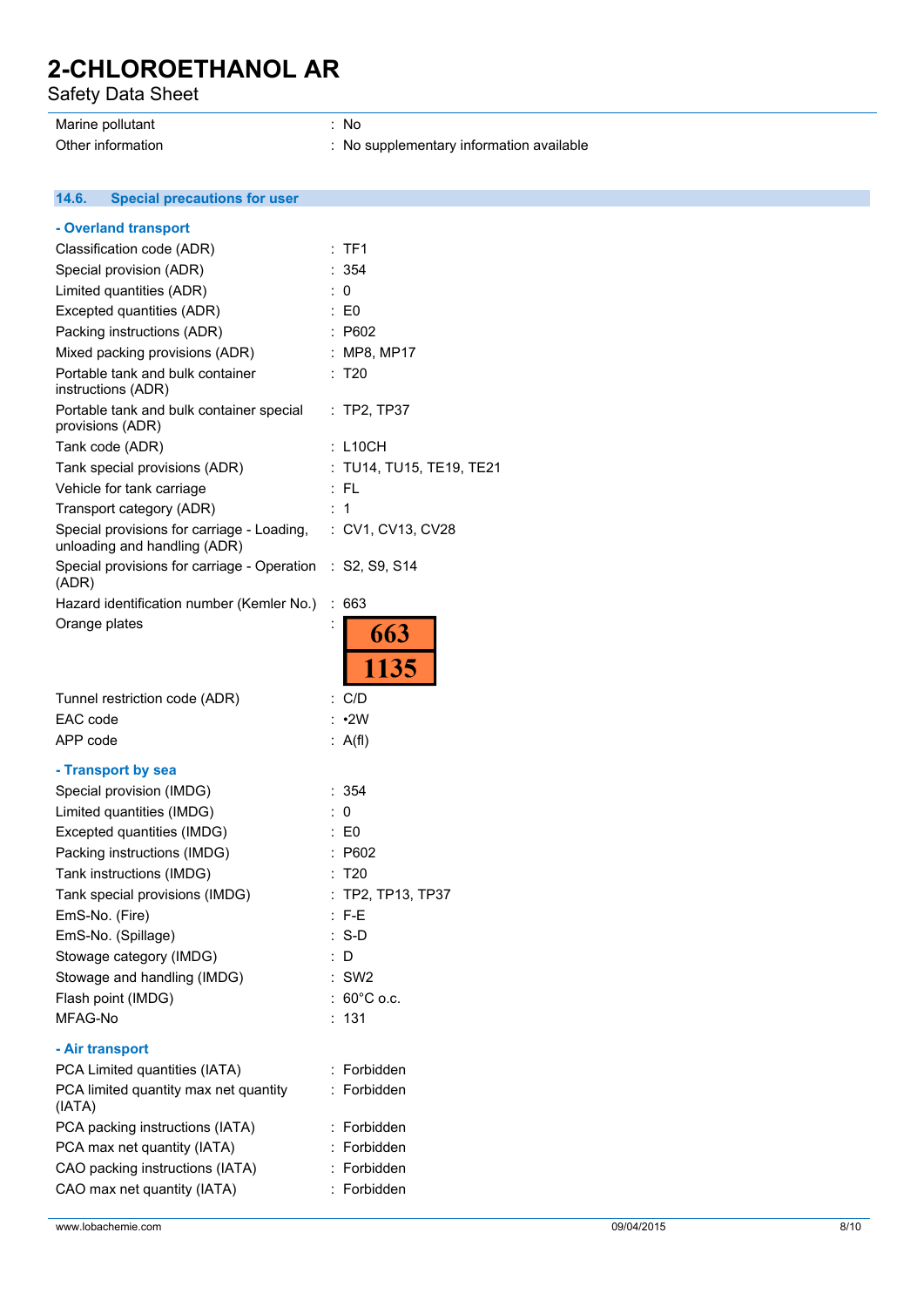| | |
|---|---|
| Marine pollutant | : No |
| Other information | : No supplementary information available |

### 14.6. Special precautions for user

**- Overland transport**

| | |
|---|---|
| Classification code (ADR) | : TF1 |
| Special provision (ADR) | : 354 |
| Limited quantities (ADR) | : 0 |
| Excepted quantities (ADR) | : E0 |
| Packing instructions (ADR) | : P602 |
| Mixed packing provisions (ADR) | : MP8, MP17 |
| Portable tank and bulk container instructions (ADR) | : T20 |
| Portable tank and bulk container special provisions (ADR) | : TP2, TP37 |
| Tank code (ADR) | : L10CH |
| Tank special provisions (ADR) | : TU14, TU15, TE19, TE21 |
| Vehicle for tank carriage | : FL |
| Transport category (ADR) | : 1 |
| Special provisions for carriage - Loading, unloading and handling (ADR) | : CV1, CV13, CV28 |
| Special provisions for carriage - Operation (ADR) | : S2, S9, S14 |
| Hazard identification number (Kemler No.) | : 663 |
| Orange plates | : 663 / 1135 |
| Tunnel restriction code (ADR) | : C/D |
| EAC code | : •2W |
| APP code | : A(fl) |

**- Transport by sea**

| | |
|---|---|
| Special provision (IMDG) | : 354 |
| Limited quantities (IMDG) | : 0 |
| Excepted quantities (IMDG) | : E0 |
| Packing instructions (IMDG) | : P602 |
| Tank instructions (IMDG) | : T20 |
| Tank special provisions (IMDG) | : TP2, TP13, TP37 |
| EmS-No. (Fire) | : F-E |
| EmS-No. (Spillage) | : S-D |
| Stowage category (IMDG) | : D |
| Stowage and handling (IMDG) | : SW2 |
| Flash point (IMDG) | : 60°C o.c. |
| MFAG-No | : 131 |

**- Air transport**

| | |
|---|---|
| PCA Limited quantities (IATA) | : Forbidden |
| PCA limited quantity max net quantity (IATA) | : Forbidden |
| PCA packing instructions (IATA) | : Forbidden |
| PCA max net quantity (IATA) | : Forbidden |
| CAO packing instructions (IATA) | : Forbidden |
| CAO max net quantity (IATA) | : Forbidden |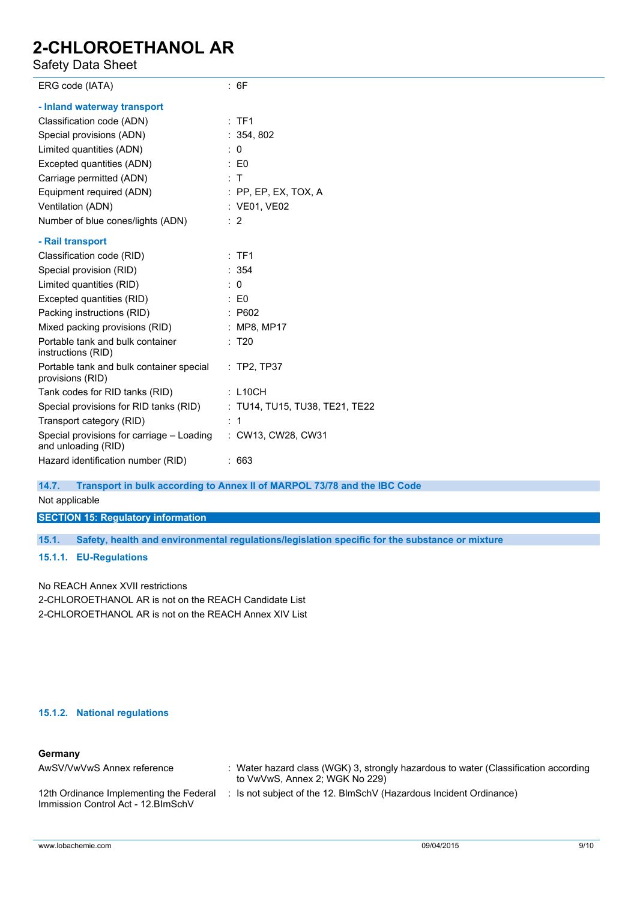| | |
|---|---|
| ERG code (IATA) | : 6F |

**- Inland waterway transport**

| | |
|---|---|
| Classification code (ADN) | : TF1 |
| Special provisions (ADN) | : 354, 802 |
| Limited quantities (ADN) | : 0 |
| Excepted quantities (ADN) | : E0 |
| Carriage permitted (ADN) | : T |
| Equipment required (ADN) | : PP, EP, EX, TOX, A |
| Ventilation (ADN) | : VE01, VE02 |
| Number of blue cones/lights (ADN) | : 2 |

**- Rail transport**

| | |
|---|---|
| Classification code (RID) | : TF1 |
| Special provision (RID) | : 354 |
| Limited quantities (RID) | : 0 |
| Excepted quantities (RID) | : E0 |
| Packing instructions (RID) | : P602 |
| Mixed packing provisions (RID) | : MP8, MP17 |
| Portable tank and bulk container instructions (RID) | : T20 |
| Portable tank and bulk container special provisions (RID) | : TP2, TP37 |
| Tank codes for RID tanks (RID) | : L10CH |
| Special provisions for RID tanks (RID) | : TU14, TU15, TU38, TE21, TE22 |
| Transport category (RID) | : 1 |
| Special provisions for carriage – Loading and unloading (RID) | : CW13, CW28, CW31 |
| Hazard identification number (RID) | : 663 |

### 14.7. Transport in bulk according to Annex II of MARPOL 73/78 and the IBC Code

Not applicable

## SECTION 15: Regulatory information

### 15.1. Safety, health and environmental regulations/legislation specific for the substance or mixture

#### 15.1.1. EU-Regulations

No REACH Annex XVII restrictions
2-CHLOROETHANOL AR is not on the REACH Candidate List
2-CHLOROETHANOL AR is not on the REACH Annex XIV List

#### 15.1.2. National regulations

**Germany**

| | |
|---|---|
| AwSV/VwVwS Annex reference | : Water hazard class (WGK) 3, strongly hazardous to water (Classification according to VwVwS, Annex 2; WGK No 229) |
| 12th Ordinance Implementing the Federal Immission Control Act - 12.BImSchV | : Is not subject of the 12. BlmSchV (Hazardous Incident Ordinance) |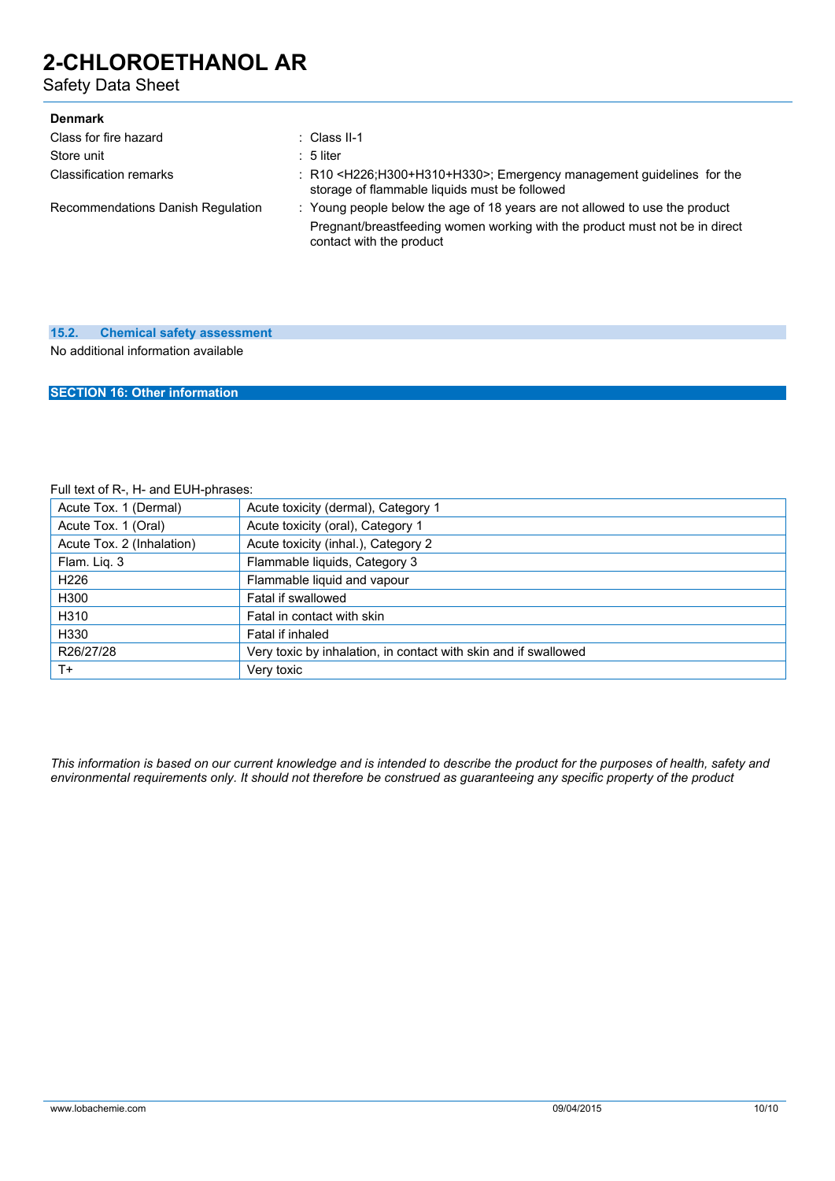**Denmark**

| | |
|---|---|
| Class for fire hazard | : Class II-1 |
| Store unit | : 5 liter |
| Classification remarks | : R10 <H226;H300+H310+H330>; Emergency management guidelines for the storage of flammable liquids must be followed |
| Recommendations Danish Regulation | : Young people below the age of 18 years are not allowed to use the product<br>Pregnant/breastfeeding women working with the product must not be in direct contact with the product |

### 15.2. Chemical safety assessment

No additional information available

## SECTION 16: Other information

Full text of R-, H- and EUH-phrases:

| | |
|---|---|
| Acute Tox. 1 (Dermal) | Acute toxicity (dermal), Category 1 |
| Acute Tox. 1 (Oral) | Acute toxicity (oral), Category 1 |
| Acute Tox. 2 (Inhalation) | Acute toxicity (inhal.), Category 2 |
| Flam. Liq. 3 | Flammable liquids, Category 3 |
| H226 | Flammable liquid and vapour |
| H300 | Fatal if swallowed |
| H310 | Fatal in contact with skin |
| H330 | Fatal if inhaled |
| R26/27/28 | Very toxic by inhalation, in contact with skin and if swallowed |
| T+ | Very toxic |

*This information is based on our current knowledge and is intended to describe the product for the purposes of health, safety and environmental requirements only. It should not therefore be construed as guaranteeing any specific property of the product*